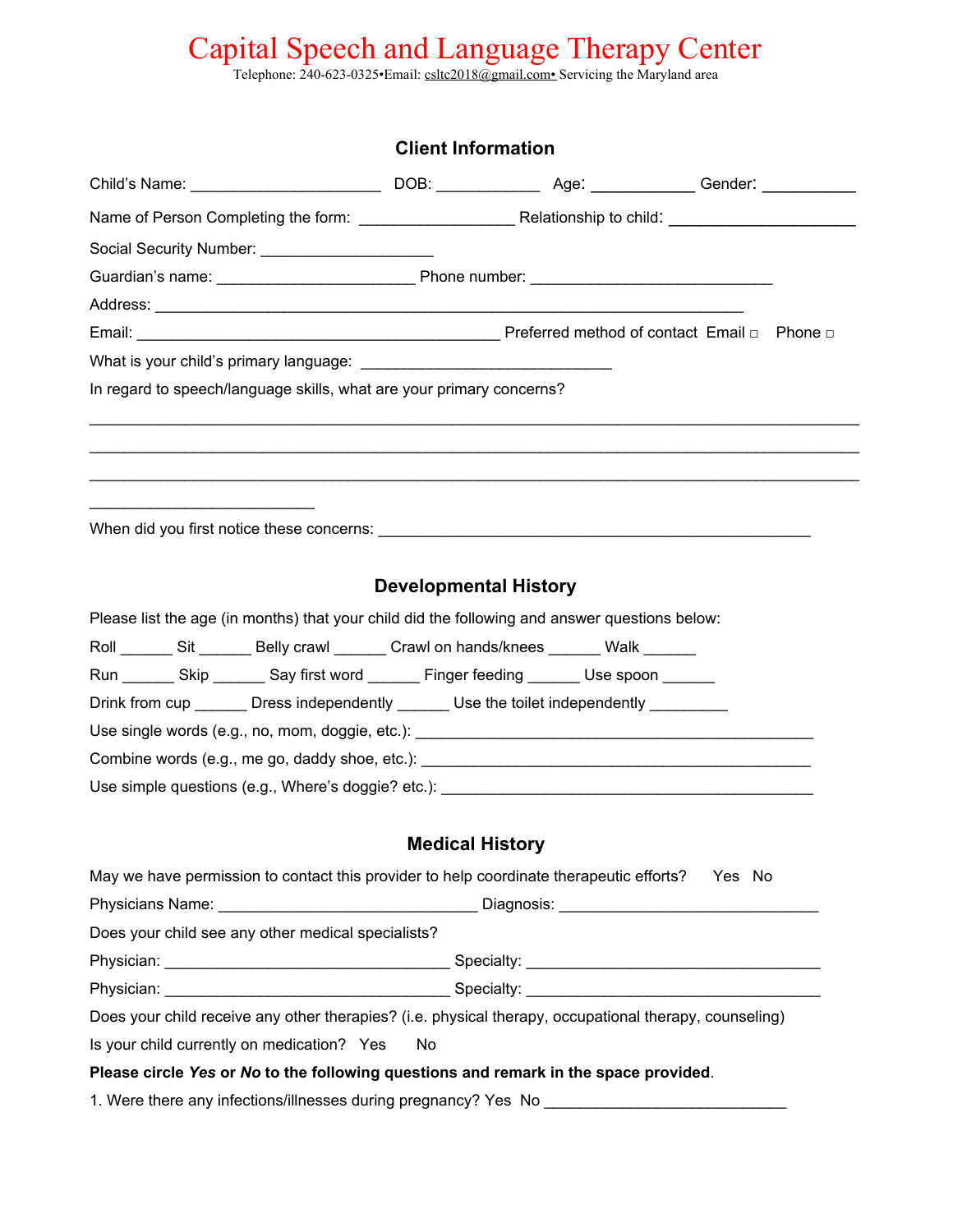# Capital Speech and Language Therapy Center

Telephone: 240-623-0325•Email: csltc2018@gmail.com• Servicing the Maryland area

## Client Information

Child's Name: ______________________ DOB: ____________ Age: ____________ Gender: ___________

Name of Person Completing the form: _________________ Relationship to child: ____________________

Social Security Number: ___________________

Guardian's name: ______________________ Phone number: ___________________________

Address: ___________________________________________________________________

Email: _______________________________________ Preferred method of contact Email □ Phone □

What is your child's primary language: ____________________________

In regard to speech/language skills, what are your primary concerns?

______________________________________________________________________________________

______________________________________________________________________________________

______________________________________________________________________________________

_________________________

When did you first notice these concerns: ________________________________________________

## Developmental History

Please list the age (in months) that your child did the following and answer questions below:

Roll ______ Sit ______ Belly crawl ______ Crawl on hands/knees ______ Walk ______

Run ______ Skip ______ Say first word ______ Finger feeding ______ Use spoon ______

Drink from cup ______ Dress independently ______ Use the toilet independently _________

Use single words (e.g., no, mom, doggie, etc.): ___________________________________________

Combine words (e.g., me go, daddy shoe, etc.): ___________________________________________

Use simple questions (e.g., Where's doggie? etc.): _________________________________________

## Medical History

May we have permission to contact this provider to help coordinate therapeutic efforts? Yes No

Physicians Name: _____________________________ Diagnosis: _____________________________

Does your child see any other medical specialists?

Physician: ________________________________ Specialty: _________________________________

Physician: ________________________________ Specialty: _________________________________

Does your child receive any other therapies? (i.e. physical therapy, occupational therapy, counseling)

Is your child currently on medication? Yes No

**Please circle *Yes* or *No* to the following questions and remark in the space provided**.

1. Were there any infections/illnesses during pregnancy? Yes No ___________________________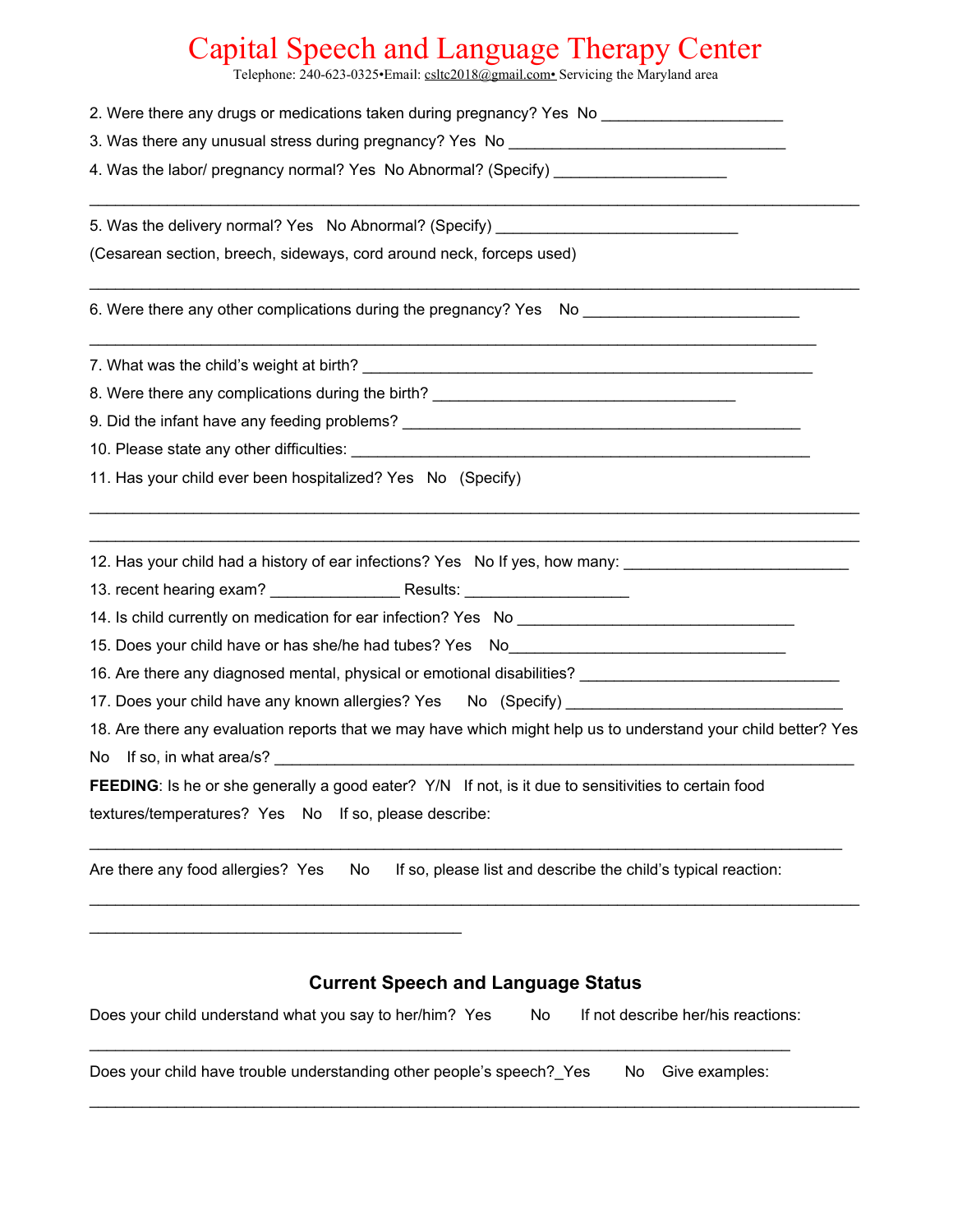# Capital Speech and Language Therapy Center

Telephone: 240-623-0325•Email: csltc2018@gmail.com• Servicing the Maryland area

2. Were there any drugs or medications taken during pregnancy? Yes No ____________________

3. Was there any unusual stress during pregnancy? Yes No ______________________________

4. Was the labor/ pregnancy normal? Yes No Abnormal? (Specify) __________________

_______________________________________________________________________________

5. Was the delivery normal? Yes No Abnormal? (Specify) __________________________

(Cesarean section, breech, sideways, cord around neck, forceps used)

_______________________________________________________________________________

6. Were there any other complications during the pregnancy? Yes No ______________________

_______________________________________________________________________________

7. What was the child's weight at birth? ________________________________________________

8. Were there any complications during the birth? _________________________________

9. Did the infant have any feeding problems? ____________________________________________

10. Please state any other difficulties: __________________________________________________

11. Has your child ever been hospitalized? Yes No (Specify)

_______________________________________________________________________________

_______________________________________________________________________________

12. Has your child had a history of ear infections? Yes No If yes, how many: ________________________

13. recent hearing exam? ______________ Results: __________________

14. Is child currently on medication for ear infection? Yes No ______________________________

15. Does your child have or has she/he had tubes? Yes No______________________________

16. Are there any diagnosed mental, physical or emotional disabilities? ____________________________

17. Does your child have any known allergies? Yes No (Specify) ______________________________

18. Are there any evaluation reports that we may have which might help us to understand your child better? Yes No If so, in what area/s? ___________________________________________________________

**FEEDING**: Is he or she generally a good eater? Y/N If not, is it due to sensitivities to certain food textures/temperatures? Yes No If so, please describe:

_______________________________________________________________________________

Are there any food allergies? Yes No If so, please list and describe the child's typical reaction:

_______________________________________________________________________________

_________________________________________

## Current Speech and Language Status

Does your child understand what you say to her/him? Yes No If not describe her/his reactions:

_______________________________________________________________________________

Does your child have trouble understanding other people's speech?_Yes No Give examples:

_______________________________________________________________________________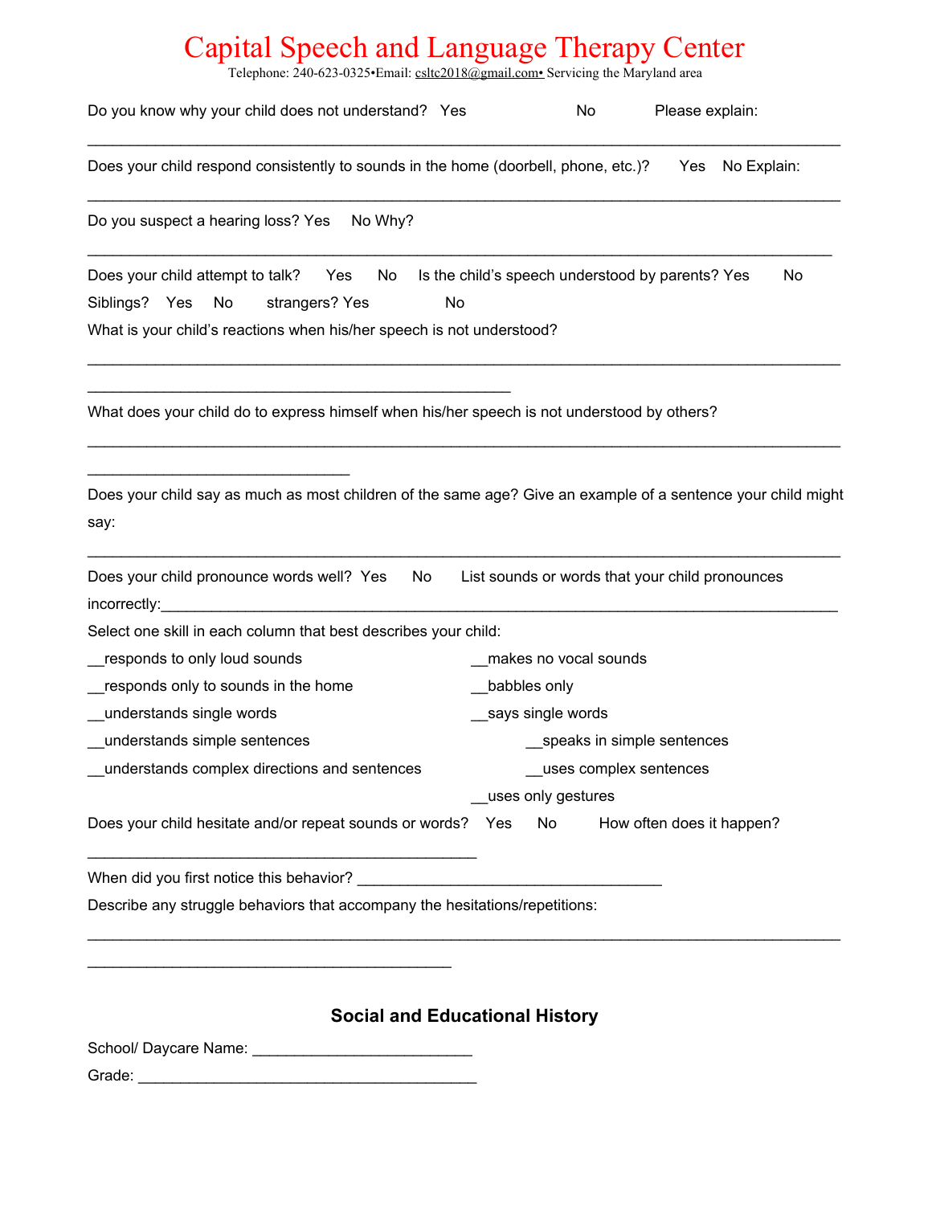# Capital Speech and Language Therapy Center

Telephone: 240-623-0325•Email: csltc2018@gmail.com• Servicing the Maryland area

Do you know why your child does not understand? Yes No Please explain:

_______________________________________________________________________________

Does your child respond consistently to sounds in the home (doorbell, phone, etc.)? Yes No Explain:

_______________________________________________________________________________

Do you suspect a hearing loss? Yes No Why?

_______________________________________________________________________________

Does your child attempt to talk? Yes No Is the child's speech understood by parents? Yes No

Siblings? Yes No strangers? Yes No

What is your child's reactions when his/her speech is not understood?

_______________________________________________________________________________

_____________________________________________

What does your child do to express himself when his/her speech is not understood by others?

_______________________________________________________________________________

____________________________

Does your child say as much as most children of the same age? Give an example of a sentence your child might say:

_______________________________________________________________________________

Does your child pronounce words well? Yes No List sounds or words that your child pronounces incorrectly:_______________________________________________________________________

Select one skill in each column that best describes your child:

__responds to only loud sounds

__responds only to sounds in the home

__understands single words

__understands simple sentences

__understands complex directions and sentences

__makes no vocal sounds

__babbles only

__says single words

__speaks in simple sentences

__uses complex sentences

__uses only gestures

Does your child hesitate and/or repeat sounds or words? Yes No How often does it happen?

_________________________________________

When did you first notice this behavior? _________________________________

Describe any struggle behaviors that accompany the hesitations/repetitions:

_______________________________________________________________________________

_______________________________________

## Social and Educational History

School/ Daycare Name: _______________________

Grade: ____________________________________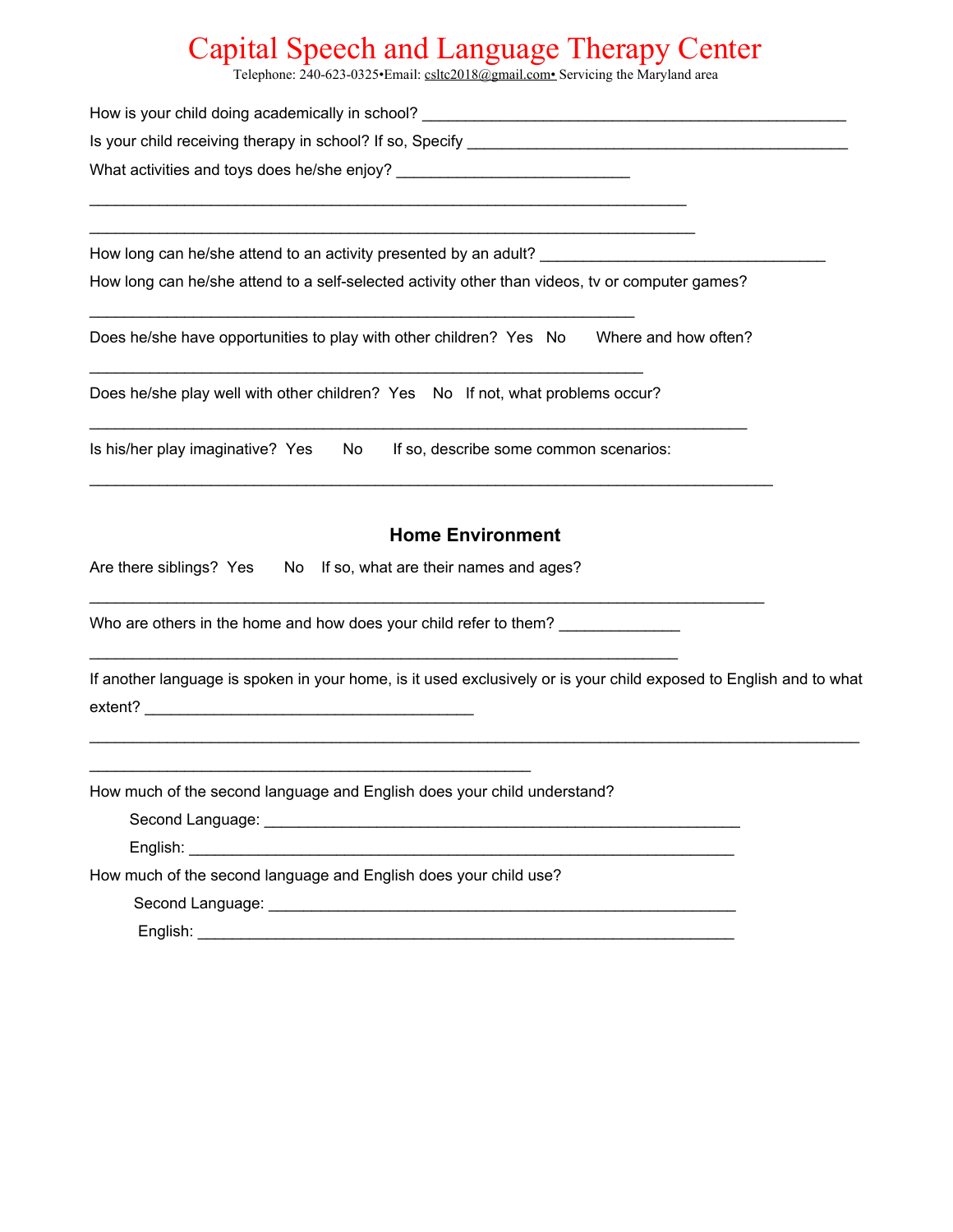# Capital Speech and Language Therapy Center

Telephone: 240-623-0325•Email: csltc2018@gmail.com• Servicing the Maryland area

How is your child doing academically in school? _______________________________________________

Is your child receiving therapy in school? If so, Specify _____________________________________________

What activities and toys does he/she enjoy? __________________________

_________________________________________________________________

_________________________________________________________________

How long can he/she attend to an activity presented by an adult? _______________________________

How long can he/she attend to a self-selected activity other than videos, tv or computer games?

_____________________________________________________________

Does he/she have opportunities to play with other children? Yes No Where and how often?

______________________________________________________________

Does he/she play well with other children? Yes No If not, what problems occur?

________________________________________________________________________

Is his/her play imaginative? Yes No If so, describe some common scenarios:

___________________________________________________________________________

## Home Environment

Are there siblings? Yes No If so, what are their names and ages?

__________________________________________________________________________

Who are others in the home and how does your child refer to them? _____________

_________________________________________________________________

If another language is spoken in your home, is it used exclusively or is your child exposed to English and to what extent? ____________________________________

____________________________________________________________________________________

_________________________________________________

How much of the second language and English does your child understand?

Second Language: _____________________________________________________

English: ____________________________________________________________

How much of the second language and English does your child use?

Second Language: ____________________________________________________

English: ___________________________________________________________